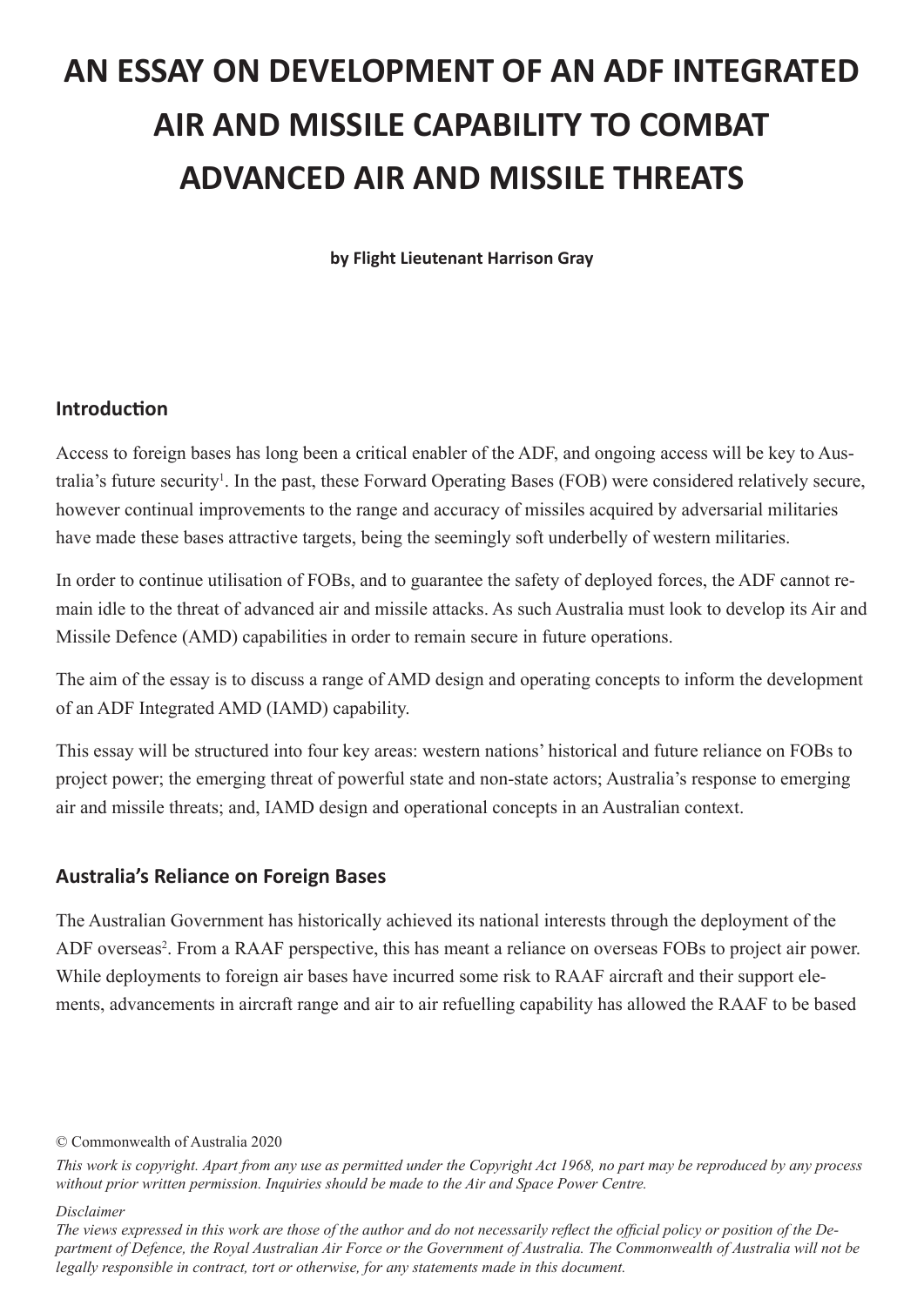# AN ESSAY ON DEVELOPMENT OF AN ADF INTEGRATED AIR AND MISSILE CAPABILITY TO COMBAT ADVANCED AIR AND MISSILE THREATS

**by Flight Lieutenant Harrison Gray**

## Introduction

Access to foreign bases has long been a critical enabler of the ADF, and ongoing access will be key to Australia's future security[1]. In the past, these Forward Operating Bases (FOB) were considered relatively secure, however continual improvements to the range and accuracy of missiles acquired by adversarial militaries have made these bases attractive targets, being the seemingly soft underbelly of western militaries.

In order to continue utilisation of FOBs, and to guarantee the safety of deployed forces, the ADF cannot remain idle to the threat of advanced air and missile attacks. As such Australia must look to develop its Air and Missile Defence (AMD) capabilities in order to remain secure in future operations.

The aim of the essay is to discuss a range of AMD design and operating concepts to inform the development of an ADF Integrated AMD (IAMD) capability.

This essay will be structured into four key areas: western nations' historical and future reliance on FOBs to project power; the emerging threat of powerful state and non-state actors; Australia's response to emerging air and missile threats; and, IAMD design and operational concepts in an Australian context.

## Australia's Reliance on Foreign Bases

The Australian Government has historically achieved its national interests through the deployment of the ADF overseas[2]. From a RAAF perspective, this has meant a reliance on overseas FOBs to project air power. While deployments to foreign air bases have incurred some risk to RAAF aircraft and their support elements, advancements in aircraft range and air to air refuelling capability has allowed the RAAF to be based

© Commonwealth of Australia 2020

*This work is copyright. Apart from any use as permitted under the Copyright Act 1968, no part may be reproduced by any process without prior written permission. Inquiries should be made to the Air and Space Power Centre.*

*Disclaimer*

*The views expressed in this work are those of the author and do not necessarily reflect the official policy or position of the Department of Defence, the Royal Australian Air Force or the Government of Australia. The Commonwealth of Australia will not be legally responsible in contract, tort or otherwise, for any statements made in this document.*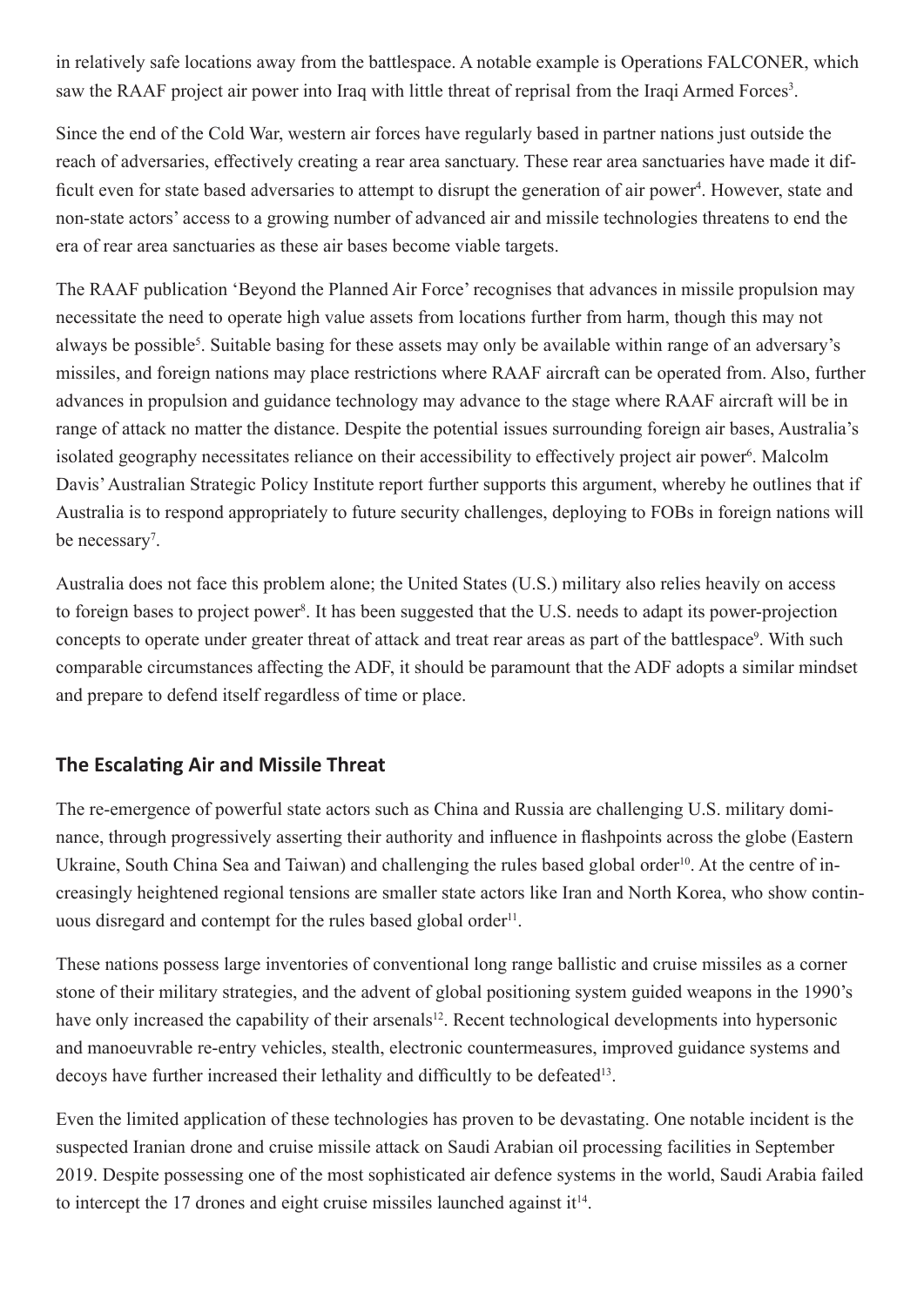in relatively safe locations away from the battlespace. A notable example is Operations FALCONER, which saw the RAAF project air power into Iraq with little threat of reprisal from the Iraqi Armed Forces[3].

Since the end of the Cold War, western air forces have regularly based in partner nations just outside the reach of adversaries, effectively creating a rear area sanctuary. These rear area sanctuaries have made it difficult even for state based adversaries to attempt to disrupt the generation of air power[4]. However, state and non-state actors' access to a growing number of advanced air and missile technologies threatens to end the era of rear area sanctuaries as these air bases become viable targets.

The RAAF publication 'Beyond the Planned Air Force' recognises that advances in missile propulsion may necessitate the need to operate high value assets from locations further from harm, though this may not always be possible[5]. Suitable basing for these assets may only be available within range of an adversary's missiles, and foreign nations may place restrictions where RAAF aircraft can be operated from. Also, further advances in propulsion and guidance technology may advance to the stage where RAAF aircraft will be in range of attack no matter the distance. Despite the potential issues surrounding foreign air bases, Australia's isolated geography necessitates reliance on their accessibility to effectively project air power[6]. Malcolm Davis' Australian Strategic Policy Institute report further supports this argument, whereby he outlines that if Australia is to respond appropriately to future security challenges, deploying to FOBs in foreign nations will be necessary[7].

Australia does not face this problem alone; the United States (U.S.) military also relies heavily on access to foreign bases to project power[8]. It has been suggested that the U.S. needs to adapt its power-projection concepts to operate under greater threat of attack and treat rear areas as part of the battlespace[9]. With such comparable circumstances affecting the ADF, it should be paramount that the ADF adopts a similar mindset and prepare to defend itself regardless of time or place.

## The Escalating Air and Missile Threat

The re-emergence of powerful state actors such as China and Russia are challenging U.S. military dominance, through progressively asserting their authority and influence in flashpoints across the globe (Eastern Ukraine, South China Sea and Taiwan) and challenging the rules based global order[10]. At the centre of increasingly heightened regional tensions are smaller state actors like Iran and North Korea, who show continuous disregard and contempt for the rules based global order[11].

These nations possess large inventories of conventional long range ballistic and cruise missiles as a corner stone of their military strategies, and the advent of global positioning system guided weapons in the 1990's have only increased the capability of their arsenals[12]. Recent technological developments into hypersonic and manoeuvrable re-entry vehicles, stealth, electronic countermeasures, improved guidance systems and decoys have further increased their lethality and difficultly to be defeated[13].

Even the limited application of these technologies has proven to be devastating. One notable incident is the suspected Iranian drone and cruise missile attack on Saudi Arabian oil processing facilities in September 2019. Despite possessing one of the most sophisticated air defence systems in the world, Saudi Arabia failed to intercept the 17 drones and eight cruise missiles launched against it[14].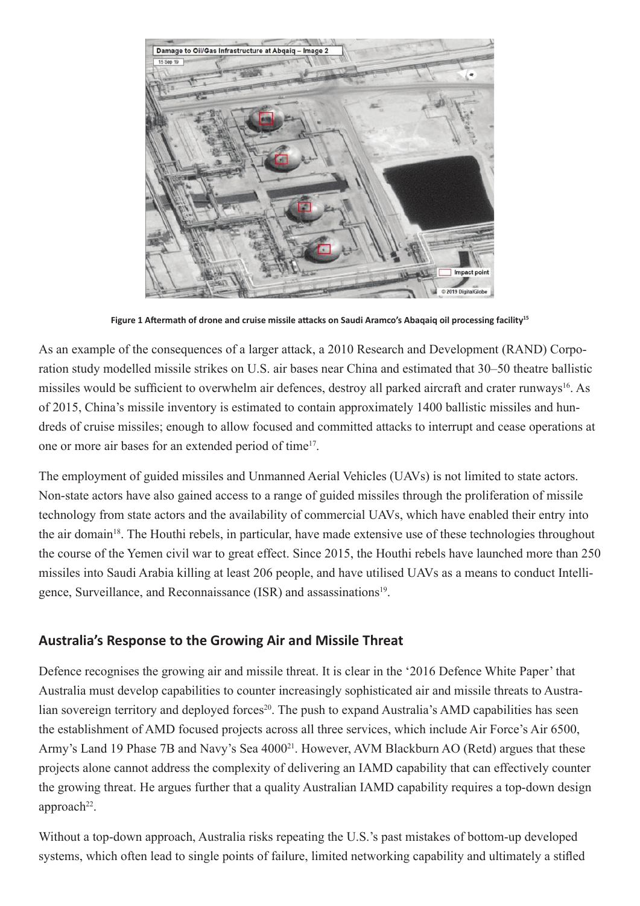Figure 1 Aftermath of drone and cruise missile attacks on Saudi Aramco's Abaqaiq oil processing facility[15]

As an example of the consequences of a larger attack, a 2010 Research and Development (RAND) Corporation study modelled missile strikes on U.S. air bases near China and estimated that 30–50 theatre ballistic missiles would be sufficient to overwhelm air defences, destroy all parked aircraft and crater runways[16]. As of 2015, China's missile inventory is estimated to contain approximately 1400 ballistic missiles and hundreds of cruise missiles; enough to allow focused and committed attacks to interrupt and cease operations at one or more air bases for an extended period of time[17].

The employment of guided missiles and Unmanned Aerial Vehicles (UAVs) is not limited to state actors. Non-state actors have also gained access to a range of guided missiles through the proliferation of missile technology from state actors and the availability of commercial UAVs, which have enabled their entry into the air domain[18]. The Houthi rebels, in particular, have made extensive use of these technologies throughout the course of the Yemen civil war to great effect. Since 2015, the Houthi rebels have launched more than 250 missiles into Saudi Arabia killing at least 206 people, and have utilised UAVs as a means to conduct Intelligence, Surveillance, and Reconnaissance (ISR) and assassinations[19].

## Australia's Response to the Growing Air and Missile Threat

Defence recognises the growing air and missile threat. It is clear in the '2016 Defence White Paper' that Australia must develop capabilities to counter increasingly sophisticated air and missile threats to Australian sovereign territory and deployed forces[20]. The push to expand Australia's AMD capabilities has seen the establishment of AMD focused projects across all three services, which include Air Force's Air 6500, Army's Land 19 Phase 7B and Navy's Sea 4000[21]. However, AVM Blackburn AO (Retd) argues that these projects alone cannot address the complexity of delivering an IAMD capability that can effectively counter the growing threat. He argues further that a quality Australian IAMD capability requires a top-down design approach[22].

Without a top-down approach, Australia risks repeating the U.S.'s past mistakes of bottom-up developed systems, which often lead to single points of failure, limited networking capability and ultimately a stifled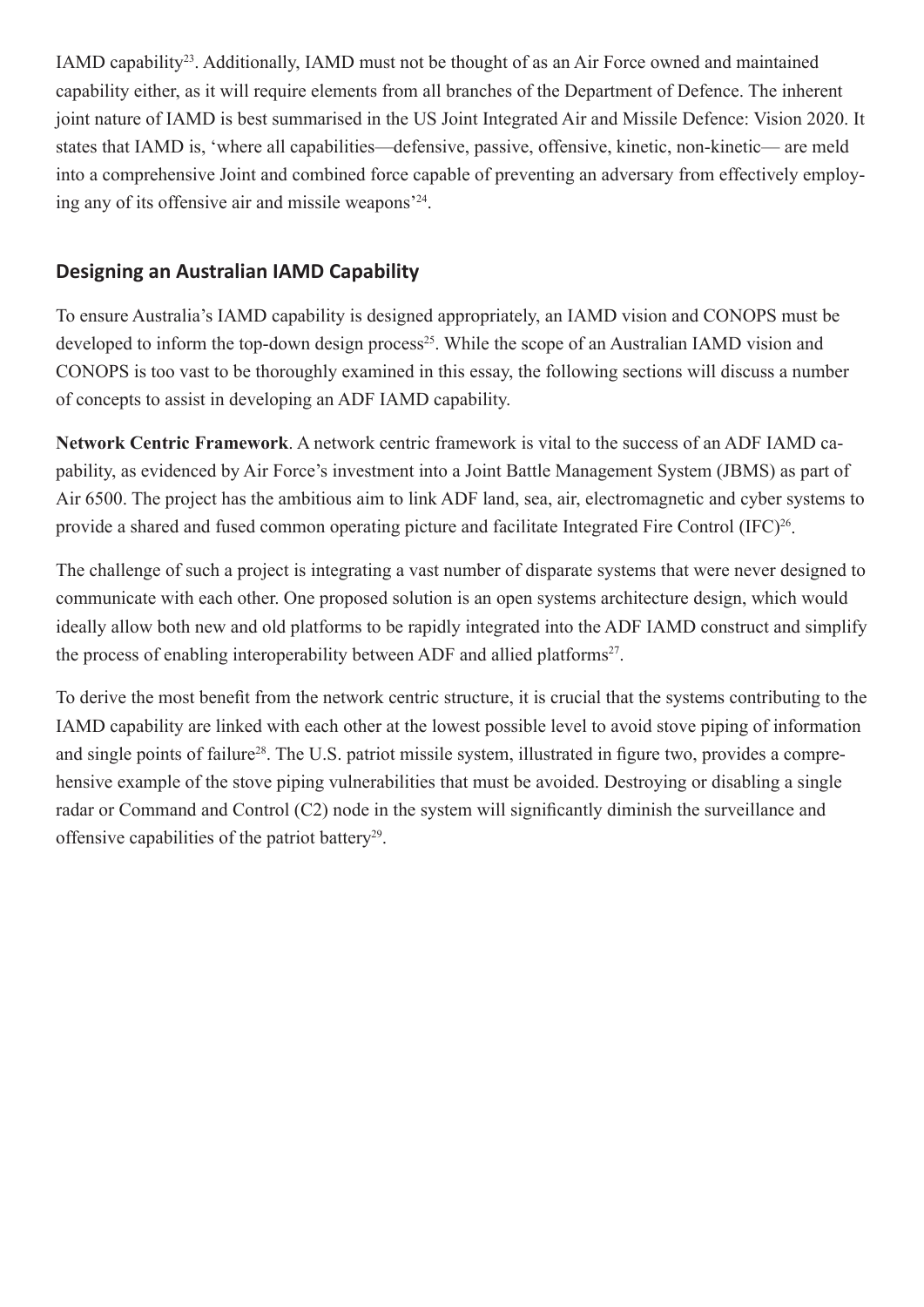IAMD capability[23]. Additionally, IAMD must not be thought of as an Air Force owned and maintained capability either, as it will require elements from all branches of the Department of Defence. The inherent joint nature of IAMD is best summarised in the US Joint Integrated Air and Missile Defence: Vision 2020. It states that IAMD is, 'where all capabilities—defensive, passive, offensive, kinetic, non-kinetic— are meld into a comprehensive Joint and combined force capable of preventing an adversary from effectively employing any of its offensive air and missile weapons'[24].

## Designing an Australian IAMD Capability

To ensure Australia's IAMD capability is designed appropriately, an IAMD vision and CONOPS must be developed to inform the top-down design process[25]. While the scope of an Australian IAMD vision and CONOPS is too vast to be thoroughly examined in this essay, the following sections will discuss a number of concepts to assist in developing an ADF IAMD capability.

**Network Centric Framework**. A network centric framework is vital to the success of an ADF IAMD capability, as evidenced by Air Force's investment into a Joint Battle Management System (JBMS) as part of Air 6500. The project has the ambitious aim to link ADF land, sea, air, electromagnetic and cyber systems to provide a shared and fused common operating picture and facilitate Integrated Fire Control (IFC)[26].

The challenge of such a project is integrating a vast number of disparate systems that were never designed to communicate with each other. One proposed solution is an open systems architecture design, which would ideally allow both new and old platforms to be rapidly integrated into the ADF IAMD construct and simplify the process of enabling interoperability between ADF and allied platforms[27].

To derive the most benefit from the network centric structure, it is crucial that the systems contributing to the IAMD capability are linked with each other at the lowest possible level to avoid stove piping of information and single points of failure[28]. The U.S. patriot missile system, illustrated in figure two, provides a comprehensive example of the stove piping vulnerabilities that must be avoided. Destroying or disabling a single radar or Command and Control (C2) node in the system will significantly diminish the surveillance and offensive capabilities of the patriot battery[29].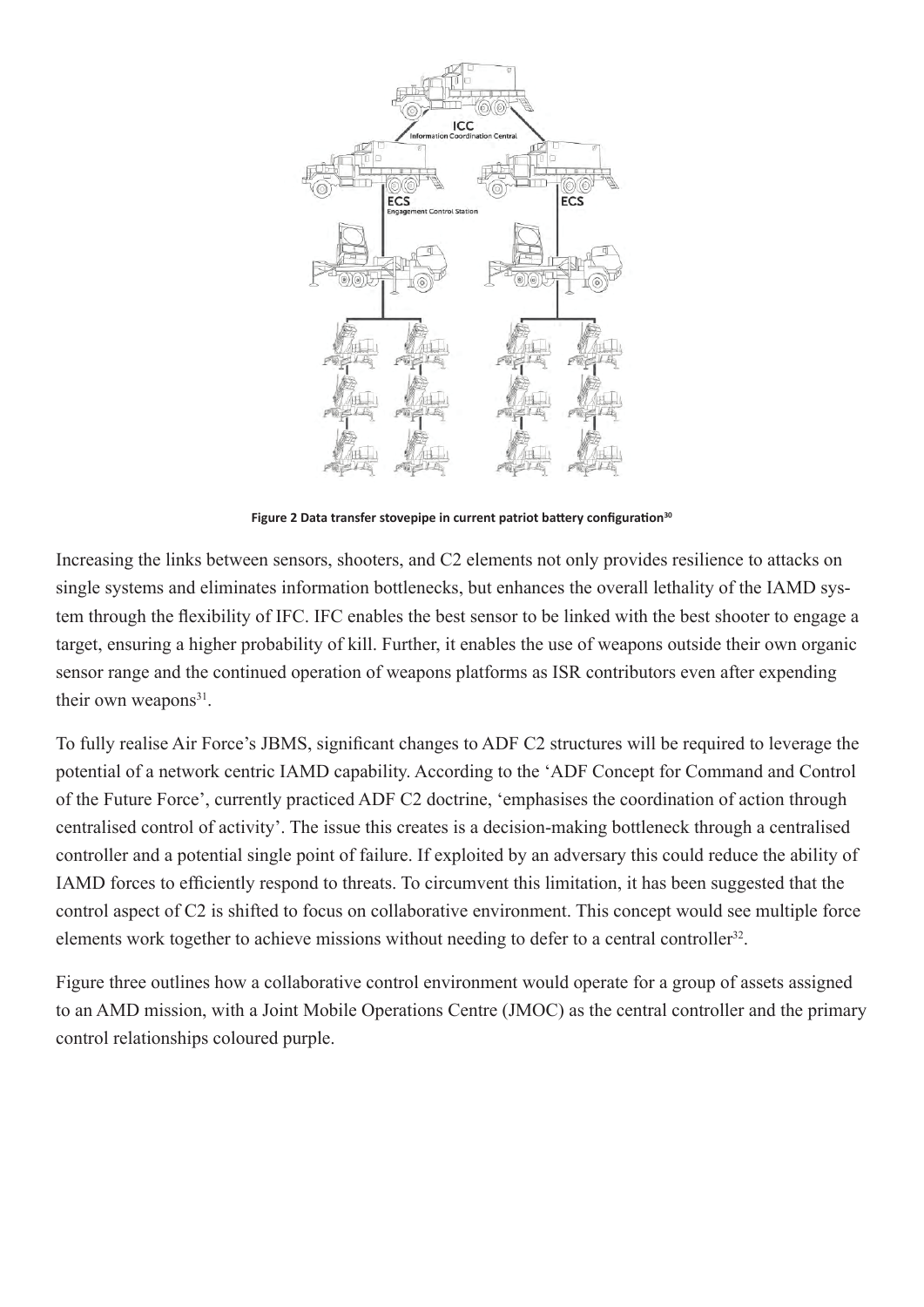Figure 2 Data transfer stovepipe in current patriot battery configuration[30]

Increasing the links between sensors, shooters, and C2 elements not only provides resilience to attacks on single systems and eliminates information bottlenecks, but enhances the overall lethality of the IAMD system through the flexibility of IFC. IFC enables the best sensor to be linked with the best shooter to engage a target, ensuring a higher probability of kill. Further, it enables the use of weapons outside their own organic sensor range and the continued operation of weapons platforms as ISR contributors even after expending their own weapons[31].

To fully realise Air Force's JBMS, significant changes to ADF C2 structures will be required to leverage the potential of a network centric IAMD capability. According to the 'ADF Concept for Command and Control of the Future Force', currently practiced ADF C2 doctrine, 'emphasises the coordination of action through centralised control of activity'. The issue this creates is a decision-making bottleneck through a centralised controller and a potential single point of failure. If exploited by an adversary this could reduce the ability of IAMD forces to efficiently respond to threats. To circumvent this limitation, it has been suggested that the control aspect of C2 is shifted to focus on collaborative environment. This concept would see multiple force elements work together to achieve missions without needing to defer to a central controller[32].

Figure three outlines how a collaborative control environment would operate for a group of assets assigned to an AMD mission, with a Joint Mobile Operations Centre (JMOC) as the central controller and the primary control relationships coloured purple.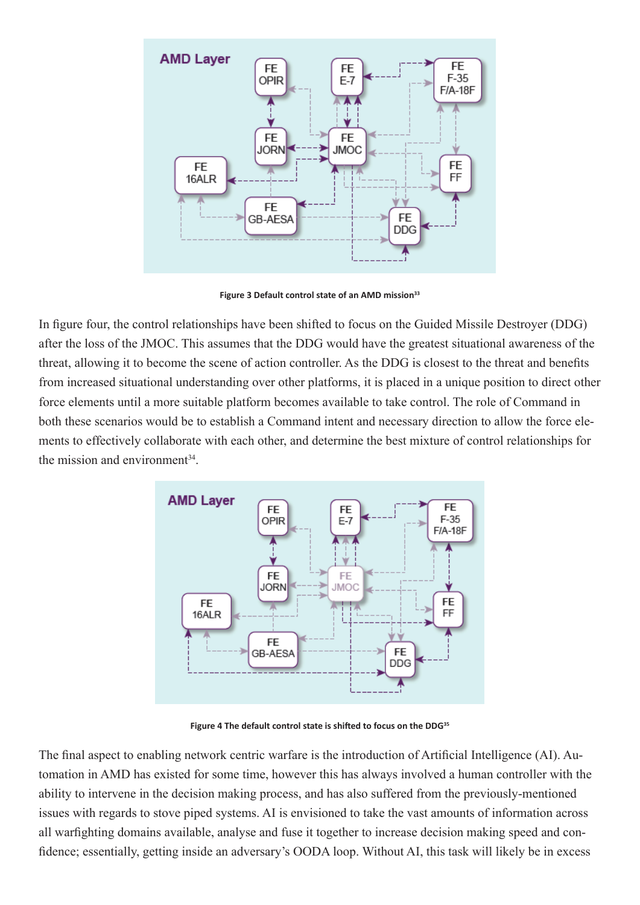Figure 3 Default control state of an AMD mission[33]

In figure four, the control relationships have been shifted to focus on the Guided Missile Destroyer (DDG) after the loss of the JMOC. This assumes that the DDG would have the greatest situational awareness of the threat, allowing it to become the scene of action controller. As the DDG is closest to the threat and benefits from increased situational understanding over other platforms, it is placed in a unique position to direct other force elements until a more suitable platform becomes available to take control. The role of Command in both these scenarios would be to establish a Command intent and necessary direction to allow the force elements to effectively collaborate with each other, and determine the best mixture of control relationships for the mission and environment[34].

Figure 4 The default control state is shifted to focus on the DDG[35]

The final aspect to enabling network centric warfare is the introduction of Artificial Intelligence (AI). Automation in AMD has existed for some time, however this has always involved a human controller with the ability to intervene in the decision making process, and has also suffered from the previously-mentioned issues with regards to stove piped systems. AI is envisioned to take the vast amounts of information across all warfighting domains available, analyse and fuse it together to increase decision making speed and confidence; essentially, getting inside an adversary's OODA loop. Without AI, this task will likely be in excess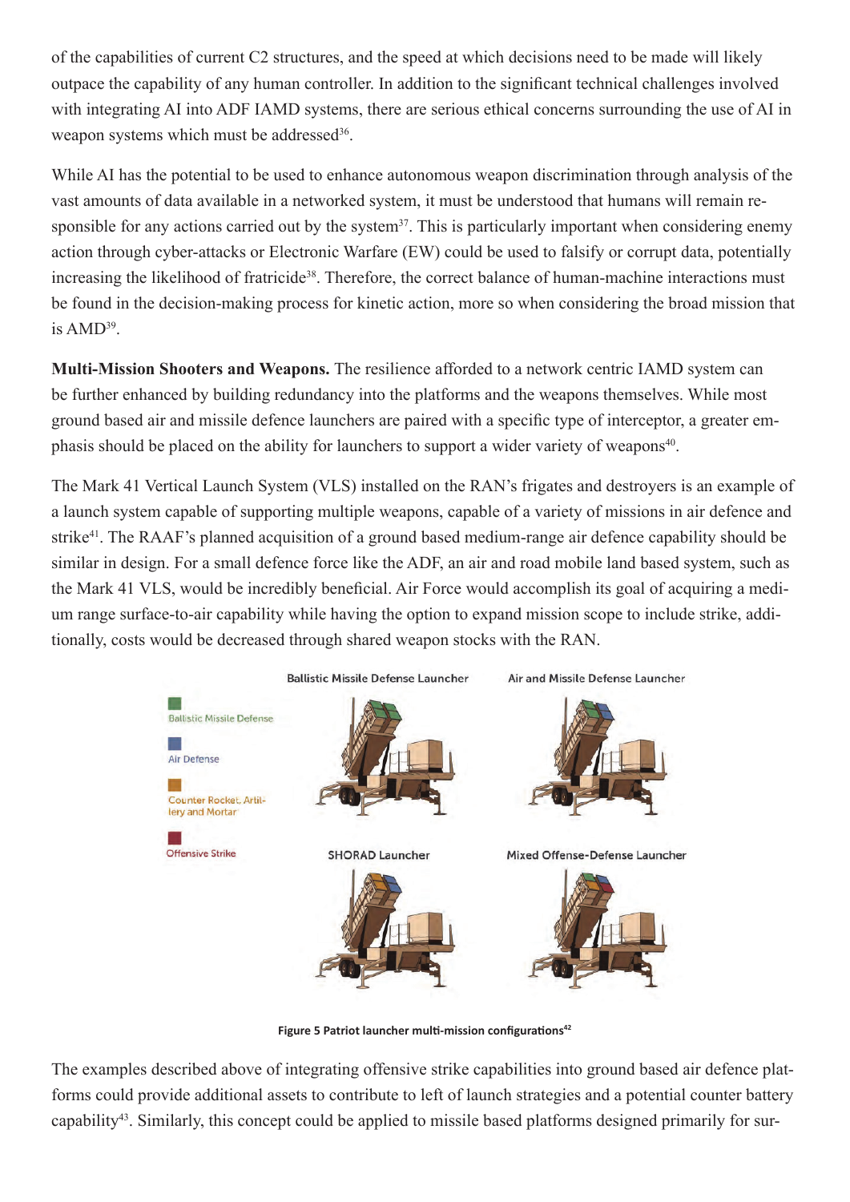of the capabilities of current C2 structures, and the speed at which decisions need to be made will likely outpace the capability of any human controller. In addition to the significant technical challenges involved with integrating AI into ADF IAMD systems, there are serious ethical concerns surrounding the use of AI in weapon systems which must be addressed[36].

While AI has the potential to be used to enhance autonomous weapon discrimination through analysis of the vast amounts of data available in a networked system, it must be understood that humans will remain responsible for any actions carried out by the system[37]. This is particularly important when considering enemy action through cyber-attacks or Electronic Warfare (EW) could be used to falsify or corrupt data, potentially increasing the likelihood of fratricide[38]. Therefore, the correct balance of human-machine interactions must be found in the decision-making process for kinetic action, more so when considering the broad mission that is AMD[39].

**Multi-Mission Shooters and Weapons.** The resilience afforded to a network centric IAMD system can be further enhanced by building redundancy into the platforms and the weapons themselves. While most ground based air and missile defence launchers are paired with a specific type of interceptor, a greater emphasis should be placed on the ability for launchers to support a wider variety of weapons[40].

The Mark 41 Vertical Launch System (VLS) installed on the RAN's frigates and destroyers is an example of a launch system capable of supporting multiple weapons, capable of a variety of missions in air defence and strike[41]. The RAAF's planned acquisition of a ground based medium-range air defence capability should be similar in design. For a small defence force like the ADF, an air and road mobile land based system, such as the Mark 41 VLS, would be incredibly beneficial. Air Force would accomplish its goal of acquiring a medium range surface-to-air capability while having the option to expand mission scope to include strike, additionally, costs would be decreased through shared weapon stocks with the RAN.

Figure 5 Patriot launcher multi-mission configurations[42]

The examples described above of integrating offensive strike capabilities into ground based air defence platforms could provide additional assets to contribute to left of launch strategies and a potential counter battery capability[43]. Similarly, this concept could be applied to missile based platforms designed primarily for sur-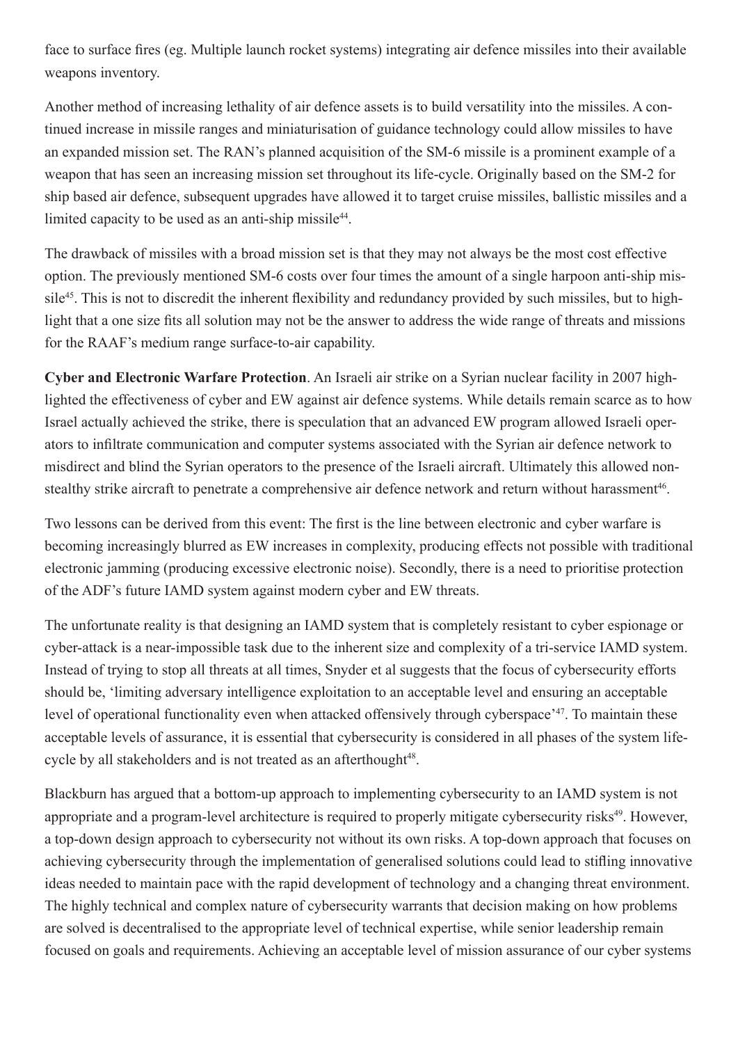face to surface fires (eg. Multiple launch rocket systems) integrating air defence missiles into their available weapons inventory.

Another method of increasing lethality of air defence assets is to build versatility into the missiles. A continued increase in missile ranges and miniaturisation of guidance technology could allow missiles to have an expanded mission set. The RAN's planned acquisition of the SM-6 missile is a prominent example of a weapon that has seen an increasing mission set throughout its life-cycle. Originally based on the SM-2 for ship based air defence, subsequent upgrades have allowed it to target cruise missiles, ballistic missiles and a limited capacity to be used as an anti-ship missile[44].

The drawback of missiles with a broad mission set is that they may not always be the most cost effective option. The previously mentioned SM-6 costs over four times the amount of a single harpoon anti-ship missile[45]. This is not to discredit the inherent flexibility and redundancy provided by such missiles, but to highlight that a one size fits all solution may not be the answer to address the wide range of threats and missions for the RAAF's medium range surface-to-air capability.

**Cyber and Electronic Warfare Protection**. An Israeli air strike on a Syrian nuclear facility in 2007 highlighted the effectiveness of cyber and EW against air defence systems. While details remain scarce as to how Israel actually achieved the strike, there is speculation that an advanced EW program allowed Israeli operators to infiltrate communication and computer systems associated with the Syrian air defence network to misdirect and blind the Syrian operators to the presence of the Israeli aircraft. Ultimately this allowed non-stealthy strike aircraft to penetrate a comprehensive air defence network and return without harassment[46].

Two lessons can be derived from this event: The first is the line between electronic and cyber warfare is becoming increasingly blurred as EW increases in complexity, producing effects not possible with traditional electronic jamming (producing excessive electronic noise). Secondly, there is a need to prioritise protection of the ADF's future IAMD system against modern cyber and EW threats.

The unfortunate reality is that designing an IAMD system that is completely resistant to cyber espionage or cyber-attack is a near-impossible task due to the inherent size and complexity of a tri-service IAMD system. Instead of trying to stop all threats at all times, Snyder et al suggests that the focus of cybersecurity efforts should be, 'limiting adversary intelligence exploitation to an acceptable level and ensuring an acceptable level of operational functionality even when attacked offensively through cyberspace'[47]. To maintain these acceptable levels of assurance, it is essential that cybersecurity is considered in all phases of the system life-cycle by all stakeholders and is not treated as an afterthought[48].

Blackburn has argued that a bottom-up approach to implementing cybersecurity to an IAMD system is not appropriate and a program-level architecture is required to properly mitigate cybersecurity risks[49]. However, a top-down design approach to cybersecurity not without its own risks. A top-down approach that focuses on achieving cybersecurity through the implementation of generalised solutions could lead to stifling innovative ideas needed to maintain pace with the rapid development of technology and a changing threat environment. The highly technical and complex nature of cybersecurity warrants that decision making on how problems are solved is decentralised to the appropriate level of technical expertise, while senior leadership remain focused on goals and requirements. Achieving an acceptable level of mission assurance of our cyber systems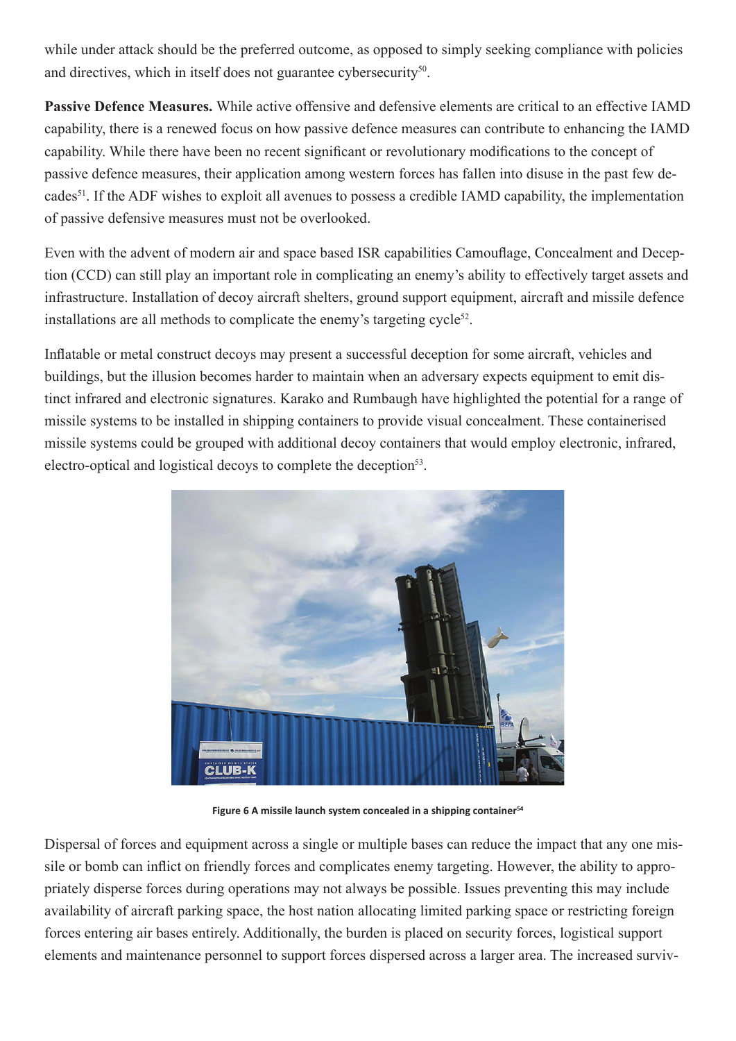while under attack should be the preferred outcome, as opposed to simply seeking compliance with policies and directives, which in itself does not guarantee cybersecurity[50].

**Passive Defence Measures.** While active offensive and defensive elements are critical to an effective IAMD capability, there is a renewed focus on how passive defence measures can contribute to enhancing the IAMD capability. While there have been no recent significant or revolutionary modifications to the concept of passive defence measures, their application among western forces has fallen into disuse in the past few decades[51]. If the ADF wishes to exploit all avenues to possess a credible IAMD capability, the implementation of passive defensive measures must not be overlooked.

Even with the advent of modern air and space based ISR capabilities Camouflage, Concealment and Deception (CCD) can still play an important role in complicating an enemy's ability to effectively target assets and infrastructure. Installation of decoy aircraft shelters, ground support equipment, aircraft and missile defence installations are all methods to complicate the enemy's targeting cycle[52].

Inflatable or metal construct decoys may present a successful deception for some aircraft, vehicles and buildings, but the illusion becomes harder to maintain when an adversary expects equipment to emit distinct infrared and electronic signatures. Karako and Rumbaugh have highlighted the potential for a range of missile systems to be installed in shipping containers to provide visual concealment. These containerised missile systems could be grouped with additional decoy containers that would employ electronic, infrared, electro-optical and logistical decoys to complete the deception[53].

**Figure 6 A missile launch system concealed in a shipping container**[54]

Dispersal of forces and equipment across a single or multiple bases can reduce the impact that any one missile or bomb can inflict on friendly forces and complicates enemy targeting. However, the ability to appropriately disperse forces during operations may not always be possible. Issues preventing this may include availability of aircraft parking space, the host nation allocating limited parking space or restricting foreign forces entering air bases entirely. Additionally, the burden is placed on security forces, logistical support elements and maintenance personnel to support forces dispersed across a larger area. The increased surviv-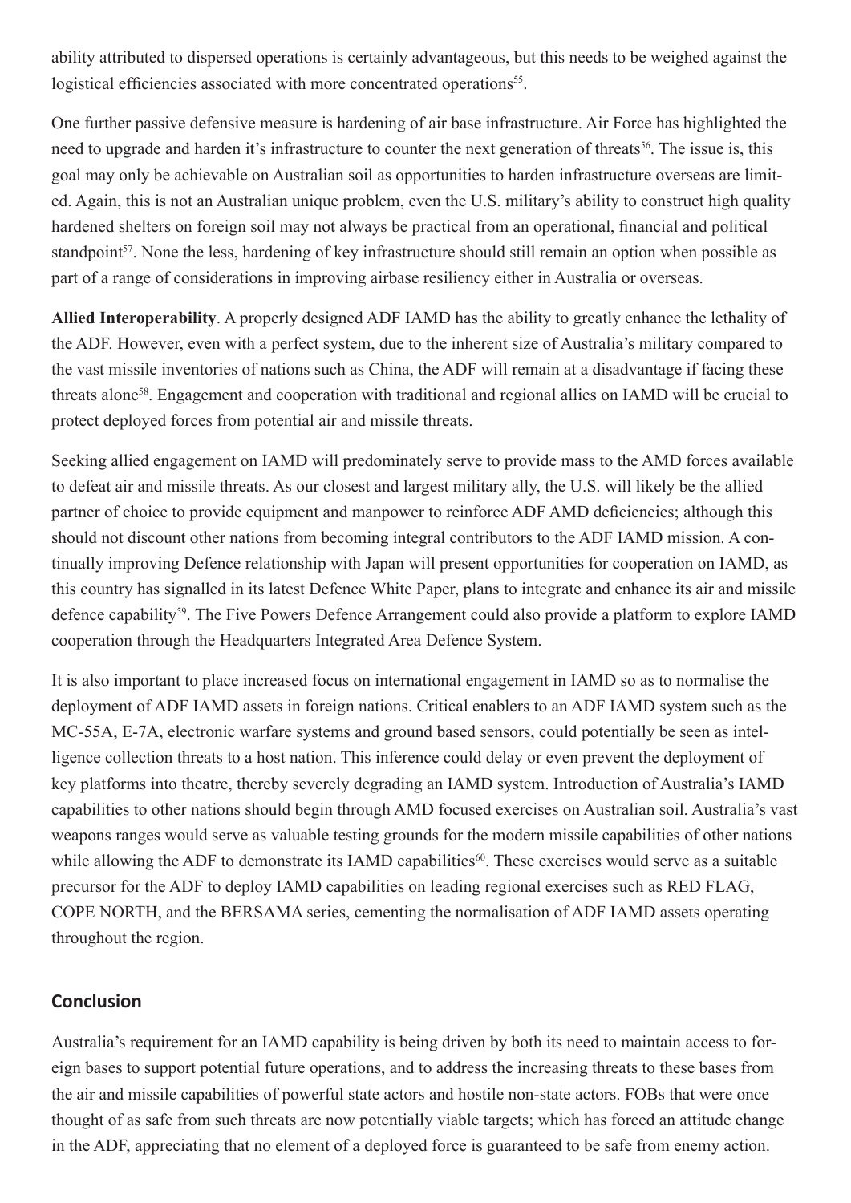ability attributed to dispersed operations is certainly advantageous, but this needs to be weighed against the logistical efficiencies associated with more concentrated operations[55].

One further passive defensive measure is hardening of air base infrastructure. Air Force has highlighted the need to upgrade and harden it's infrastructure to counter the next generation of threats[56]. The issue is, this goal may only be achievable on Australian soil as opportunities to harden infrastructure overseas are limited. Again, this is not an Australian unique problem, even the U.S. military's ability to construct high quality hardened shelters on foreign soil may not always be practical from an operational, financial and political standpoint[57]. None the less, hardening of key infrastructure should still remain an option when possible as part of a range of considerations in improving airbase resiliency either in Australia or overseas.

**Allied Interoperability**. A properly designed ADF IAMD has the ability to greatly enhance the lethality of the ADF. However, even with a perfect system, due to the inherent size of Australia's military compared to the vast missile inventories of nations such as China, the ADF will remain at a disadvantage if facing these threats alone[58]. Engagement and cooperation with traditional and regional allies on IAMD will be crucial to protect deployed forces from potential air and missile threats.

Seeking allied engagement on IAMD will predominately serve to provide mass to the AMD forces available to defeat air and missile threats. As our closest and largest military ally, the U.S. will likely be the allied partner of choice to provide equipment and manpower to reinforce ADF AMD deficiencies; although this should not discount other nations from becoming integral contributors to the ADF IAMD mission. A continually improving Defence relationship with Japan will present opportunities for cooperation on IAMD, as this country has signalled in its latest Defence White Paper, plans to integrate and enhance its air and missile defence capability[59]. The Five Powers Defence Arrangement could also provide a platform to explore IAMD cooperation through the Headquarters Integrated Area Defence System.

It is also important to place increased focus on international engagement in IAMD so as to normalise the deployment of ADF IAMD assets in foreign nations. Critical enablers to an ADF IAMD system such as the MC-55A, E-7A, electronic warfare systems and ground based sensors, could potentially be seen as intelligence collection threats to a host nation. This inference could delay or even prevent the deployment of key platforms into theatre, thereby severely degrading an IAMD system. Introduction of Australia's IAMD capabilities to other nations should begin through AMD focused exercises on Australian soil. Australia's vast weapons ranges would serve as valuable testing grounds for the modern missile capabilities of other nations while allowing the ADF to demonstrate its IAMD capabilities[60]. These exercises would serve as a suitable precursor for the ADF to deploy IAMD capabilities on leading regional exercises such as RED FLAG, COPE NORTH, and the BERSAMA series, cementing the normalisation of ADF IAMD assets operating throughout the region.

## Conclusion

Australia's requirement for an IAMD capability is being driven by both its need to maintain access to foreign bases to support potential future operations, and to address the increasing threats to these bases from the air and missile capabilities of powerful state actors and hostile non-state actors. FOBs that were once thought of as safe from such threats are now potentially viable targets; which has forced an attitude change in the ADF, appreciating that no element of a deployed force is guaranteed to be safe from enemy action.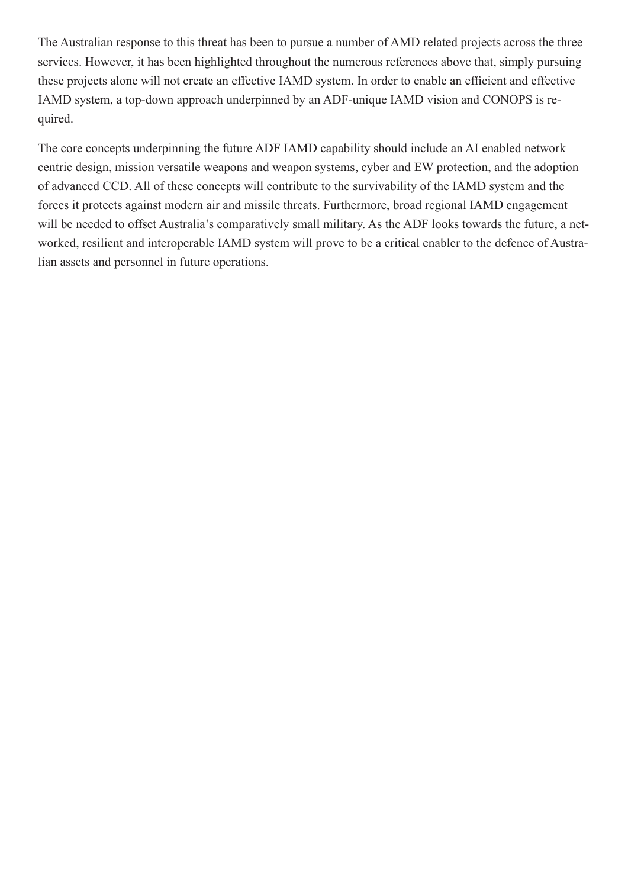The Australian response to this threat has been to pursue a number of AMD related projects across the three services. However, it has been highlighted throughout the numerous references above that, simply pursuing these projects alone will not create an effective IAMD system. In order to enable an efficient and effective IAMD system, a top-down approach underpinned by an ADF-unique IAMD vision and CONOPS is required.

The core concepts underpinning the future ADF IAMD capability should include an AI enabled network centric design, mission versatile weapons and weapon systems, cyber and EW protection, and the adoption of advanced CCD. All of these concepts will contribute to the survivability of the IAMD system and the forces it protects against modern air and missile threats. Furthermore, broad regional IAMD engagement will be needed to offset Australia's comparatively small military. As the ADF looks towards the future, a networked, resilient and interoperable IAMD system will prove to be a critical enabler to the defence of Australian assets and personnel in future operations.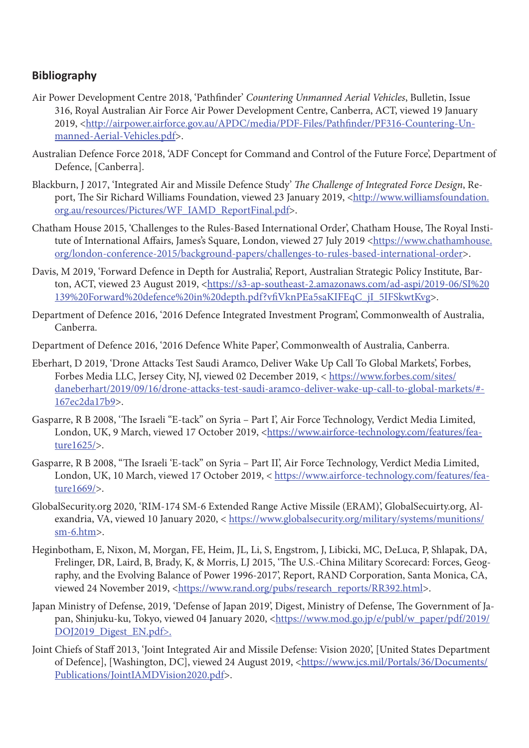## Bibliography

Air Power Development Centre 2018, 'Pathfinder' *Countering Unmanned Aerial Vehicles*, Bulletin, Issue 316, Royal Australian Air Force Air Power Development Centre, Canberra, ACT, viewed 19 January 2019, <http://airpower.airforce.gov.au/APDC/media/PDF-Files/Pathfinder/PF316-Countering-Unmanned-Aerial-Vehicles.pdf>.

Australian Defence Force 2018, 'ADF Concept for Command and Control of the Future Force', Department of Defence, [Canberra].

Blackburn, J 2017, 'Integrated Air and Missile Defence Study' *The Challenge of Integrated Force Design*, Report, The Sir Richard Williams Foundation, viewed 23 January 2019, <http://www.williamsfoundation.org.au/resources/Pictures/WF_IAMD_ReportFinal.pdf>.

Chatham House 2015, 'Challenges to the Rules-Based International Order', Chatham House, The Royal Institute of International Affairs, James's Square, London, viewed 27 July 2019 <https://www.chathamhouse.org/london-conference-2015/background-papers/challenges-to-rules-based-international-order>.

Davis, M 2019, 'Forward Defence in Depth for Australia', Report, Australian Strategic Policy Institute, Barton, ACT, viewed 23 August 2019, <https://s3-ap-southeast-2.amazonaws.com/ad-aspi/2019-06/SI%20139%20Forward%20defence%20in%20depth.pdf?vfiVknPEa5saKIFEqC_jI_5IFSkwtKvg>.

Department of Defence 2016, '2016 Defence Integrated Investment Program', Commonwealth of Australia, Canberra.

Department of Defence 2016, '2016 Defence White Paper', Commonwealth of Australia, Canberra.

Eberhart, D 2019, 'Drone Attacks Test Saudi Aramco, Deliver Wake Up Call To Global Markets', Forbes, Forbes Media LLC, Jersey City, NJ, viewed 02 December 2019, < https://www.forbes.com/sites/daneberhart/2019/09/16/drone-attacks-test-saudi-aramco-deliver-wake-up-call-to-global-markets/#-167ec2da17b9>.

Gasparre, R B 2008, 'The Israeli "E-tack" on Syria – Part I', Air Force Technology, Verdict Media Limited, London, UK, 9 March, viewed 17 October 2019, <https://www.airforce-technology.com/features/feature1625/>.

Gasparre, R B 2008, "The Israeli 'E-tack" on Syria – Part II', Air Force Technology, Verdict Media Limited, London, UK, 10 March, viewed 17 October 2019, < https://www.airforce-technology.com/features/feature1669/>.

GlobalSecurity.org 2020, 'RIM-174 SM-6 Extended Range Active Missile (ERAM)', GlobalSecuirty.org, Alexandria, VA, viewed 10 January 2020, < https://www.globalsecurity.org/military/systems/munitions/sm-6.htm>.

Heginbotham, E, Nixon, M, Morgan, FE, Heim, JL, Li, S, Engstrom, J, Libicki, MC, DeLuca, P, Shlapak, DA, Frelinger, DR, Laird, B, Brady, K, & Morris, LJ 2015, 'The U.S.-China Military Scorecard: Forces, Geography, and the Evolving Balance of Power 1996-2017', Report, RAND Corporation, Santa Monica, CA, viewed 24 November 2019, <https://www.rand.org/pubs/research_reports/RR392.html>.

Japan Ministry of Defense, 2019, 'Defense of Japan 2019', Digest, Ministry of Defense, The Government of Japan, Shinjuku-ku, Tokyo, viewed 04 January 2020, <https://www.mod.go.jp/e/publ/w_paper/pdf/2019/DOJ2019_Digest_EN.pdf>.

Joint Chiefs of Staff 2013, 'Joint Integrated Air and Missile Defense: Vision 2020', [United States Department of Defence], [Washington, DC], viewed 24 August 2019, <https://www.jcs.mil/Portals/36/Documents/Publications/JointIAMDVision2020.pdf>.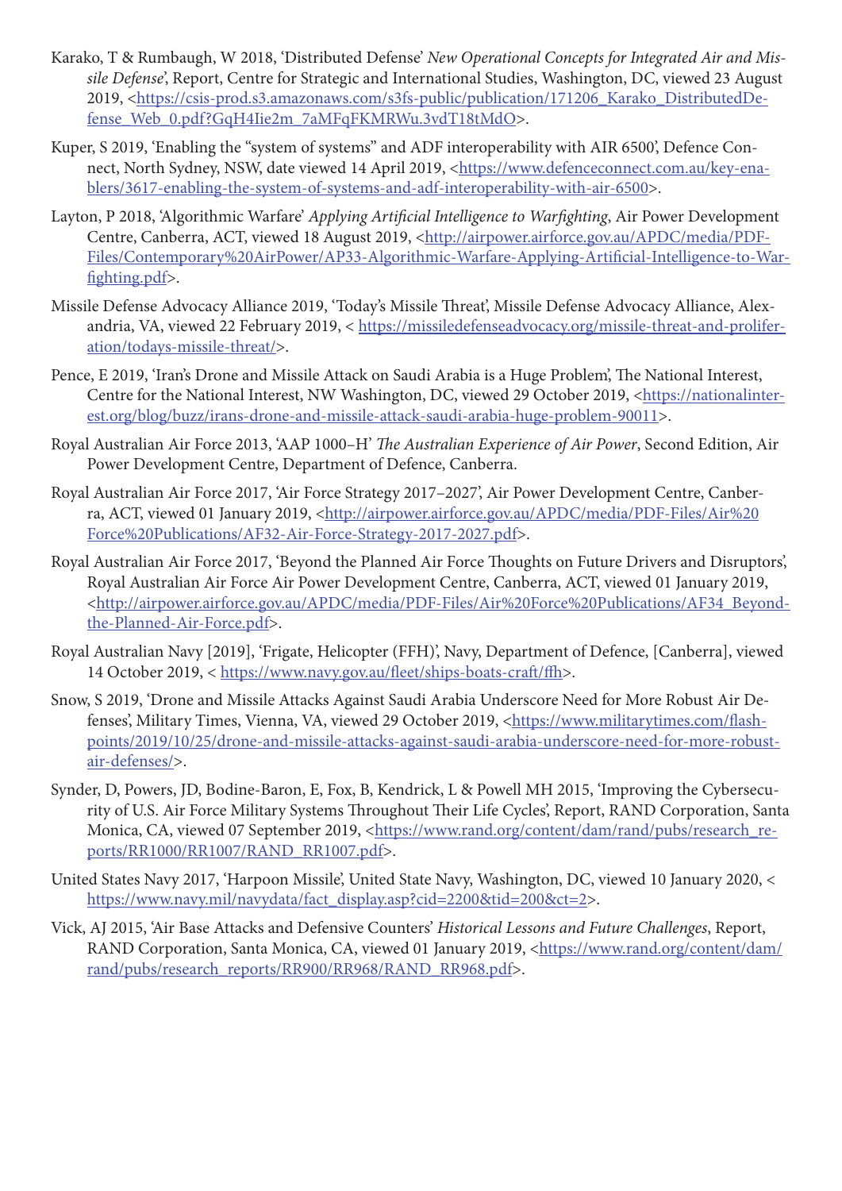Karako, T & Rumbaugh, W 2018, 'Distributed Defense' *New Operational Concepts for Integrated Air and Missile Defense*', Report, Centre for Strategic and International Studies, Washington, DC, viewed 23 August 2019, <https://csis-prod.s3.amazonaws.com/s3fs-public/publication/171206_Karako_DistributedDefense_Web_0.pdf?GqH4Iie2m_7aMFqFKMRWu.3vdT18tMdO>.

Kuper, S 2019, 'Enabling the "system of systems" and ADF interoperability with AIR 6500', Defence Connect, North Sydney, NSW, date viewed 14 April 2019, <https://www.defenceconnect.com.au/key-enablers/3617-enabling-the-system-of-systems-and-adf-interoperability-with-air-6500>.

Layton, P 2018, 'Algorithmic Warfare' *Applying Artificial Intelligence to Warfighting*, Air Power Development Centre, Canberra, ACT, viewed 18 August 2019, <http://airpower.airforce.gov.au/APDC/media/PDF-Files/Contemporary%20AirPower/AP33-Algorithmic-Warfare-Applying-Artificial-Intelligence-to-Warfighting.pdf>.

Missile Defense Advocacy Alliance 2019, 'Today's Missile Threat', Missile Defense Advocacy Alliance, Alexandria, VA, viewed 22 February 2019, < https://missiledefenseadvocacy.org/missile-threat-and-proliferation/todays-missile-threat/>.

Pence, E 2019, 'Iran's Drone and Missile Attack on Saudi Arabia is a Huge Problem', The National Interest, Centre for the National Interest, NW Washington, DC, viewed 29 October 2019, <https://nationalinterest.org/blog/buzz/irans-drone-and-missile-attack-saudi-arabia-huge-problem-90011>.

Royal Australian Air Force 2013, 'AAP 1000–H' *The Australian Experience of Air Power*, Second Edition, Air Power Development Centre, Department of Defence, Canberra.

Royal Australian Air Force 2017, 'Air Force Strategy 2017–2027', Air Power Development Centre, Canberra, ACT, viewed 01 January 2019, <http://airpower.airforce.gov.au/APDC/media/PDF-Files/Air%20Force%20Publications/AF32-Air-Force-Strategy-2017-2027.pdf>.

Royal Australian Air Force 2017, 'Beyond the Planned Air Force Thoughts on Future Drivers and Disruptors', Royal Australian Air Force Air Power Development Centre, Canberra, ACT, viewed 01 January 2019, <http://airpower.airforce.gov.au/APDC/media/PDF-Files/Air%20Force%20Publications/AF34_Beyond-the-Planned-Air-Force.pdf>.

Royal Australian Navy [2019], 'Frigate, Helicopter (FFH)', Navy, Department of Defence, [Canberra], viewed 14 October 2019, < https://www.navy.gov.au/fleet/ships-boats-craft/ffh>.

Snow, S 2019, 'Drone and Missile Attacks Against Saudi Arabia Underscore Need for More Robust Air Defenses', Military Times, Vienna, VA, viewed 29 October 2019, <https://www.militarytimes.com/flashpoints/2019/10/25/drone-and-missile-attacks-against-saudi-arabia-underscore-need-for-more-robust-air-defenses/>.

Synder, D, Powers, JD, Bodine-Baron, E, Fox, B, Kendrick, L & Powell MH 2015, 'Improving the Cybersecurity of U.S. Air Force Military Systems Throughout Their Life Cycles', Report, RAND Corporation, Santa Monica, CA, viewed 07 September 2019, <https://www.rand.org/content/dam/rand/pubs/research_reports/RR1000/RR1007/RAND_RR1007.pdf>.

United States Navy 2017, 'Harpoon Missile', United State Navy, Washington, DC, viewed 10 January 2020, < https://www.navy.mil/navydata/fact_display.asp?cid=2200&tid=200&ct=2>.

Vick, AJ 2015, 'Air Base Attacks and Defensive Counters' *Historical Lessons and Future Challenges*, Report, RAND Corporation, Santa Monica, CA, viewed 01 January 2019, <https://www.rand.org/content/dam/rand/pubs/research_reports/RR900/RR968/RAND_RR968.pdf>.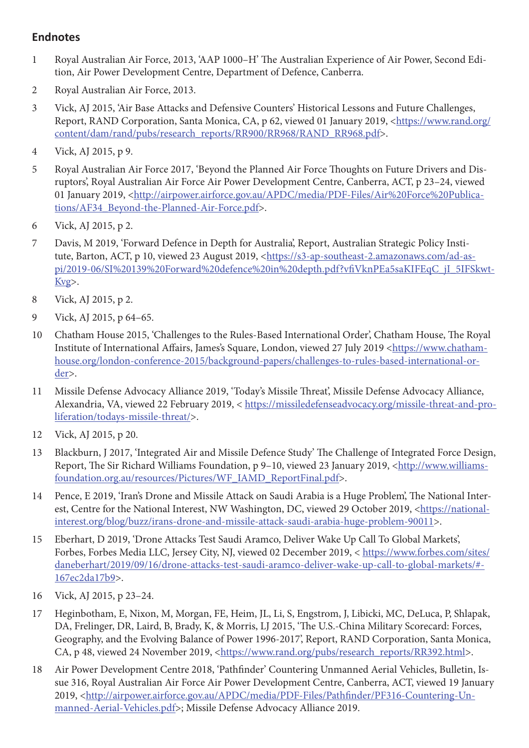## Endnotes

1. Royal Australian Air Force, 2013, 'AAP 1000–H' The Australian Experience of Air Power, Second Edition, Air Power Development Centre, Department of Defence, Canberra.
2. Royal Australian Air Force, 2013.
3. Vick, AJ 2015, 'Air Base Attacks and Defensive Counters' Historical Lessons and Future Challenges, Report, RAND Corporation, Santa Monica, CA, p 62, viewed 01 January 2019, <https://www.rand.org/content/dam/rand/pubs/research_reports/RR900/RR968/RAND_RR968.pdf>.
4. Vick, AJ 2015, p 9.
5. Royal Australian Air Force 2017, 'Beyond the Planned Air Force Thoughts on Future Drivers and Disruptors', Royal Australian Air Force Air Power Development Centre, Canberra, ACT, p 23–24, viewed 01 January 2019, <http://airpower.airforce.gov.au/APDC/media/PDF-Files/Air%20Force%20Publications/AF34_Beyond-the-Planned-Air-Force.pdf>.
6. Vick, AJ 2015, p 2.
7. Davis, M 2019, 'Forward Defence in Depth for Australia', Report, Australian Strategic Policy Institute, Barton, ACT, p 10, viewed 23 August 2019, <https://s3-ap-southeast-2.amazonaws.com/ad-aspi/2019-06/SI%20139%20Forward%20defence%20in%20depth.pdf?vfiVknPEa5saKIFEqC_jI_5IFSkwtKvg>.
8. Vick, AJ 2015, p 2.
9. Vick, AJ 2015, p 64–65.
10. Chatham House 2015, 'Challenges to the Rules-Based International Order', Chatham House, The Royal Institute of International Affairs, James's Square, London, viewed 27 July 2019 <https://www.chathamhouse.org/london-conference-2015/background-papers/challenges-to-rules-based-international-order>.
11. Missile Defense Advocacy Alliance 2019, 'Today's Missile Threat', Missile Defense Advocacy Alliance, Alexandria, VA, viewed 22 February 2019, < https://missiledefenseadvocacy.org/missile-threat-and-proliferation/todays-missile-threat/>.
12. Vick, AJ 2015, p 20.
13. Blackburn, J 2017, 'Integrated Air and Missile Defence Study' The Challenge of Integrated Force Design, Report, The Sir Richard Williams Foundation, p 9–10, viewed 23 January 2019, <http://www.williamsfoundation.org.au/resources/Pictures/WF_IAMD_ReportFinal.pdf>.
14. Pence, E 2019, 'Iran's Drone and Missile Attack on Saudi Arabia is a Huge Problem', The National Interest, Centre for the National Interest, NW Washington, DC, viewed 29 October 2019, <https://nationalinterest.org/blog/buzz/irans-drone-and-missile-attack-saudi-arabia-huge-problem-90011>.
15. Eberhart, D 2019, 'Drone Attacks Test Saudi Aramco, Deliver Wake Up Call To Global Markets', Forbes, Forbes Media LLC, Jersey City, NJ, viewed 02 December 2019, < https://www.forbes.com/sites/daneberhart/2019/09/16/drone-attacks-test-saudi-aramco-deliver-wake-up-call-to-global-markets/#167ec2da17b9>.
16. Vick, AJ 2015, p 23–24.
17. Heginbotham, E, Nixon, M, Morgan, FE, Heim, JL, Li, S, Engstrom, J, Libicki, MC, DeLuca, P, Shlapak, DA, Frelinger, DR, Laird, B, Brady, K, & Morris, LJ 2015, 'The U.S.-China Military Scorecard: Forces, Geography, and the Evolving Balance of Power 1996-2017', Report, RAND Corporation, Santa Monica, CA, p 48, viewed 24 November 2019, <https://www.rand.org/pubs/research_reports/RR392.html>.
18. Air Power Development Centre 2018, 'Pathfinder' Countering Unmanned Aerial Vehicles, Bulletin, Issue 316, Royal Australian Air Force Air Power Development Centre, Canberra, ACT, viewed 19 January 2019, <http://airpower.airforce.gov.au/APDC/media/PDF-Files/Pathfinder/PF316-Countering-Unmanned-Aerial-Vehicles.pdf>; Missile Defense Advocacy Alliance 2019.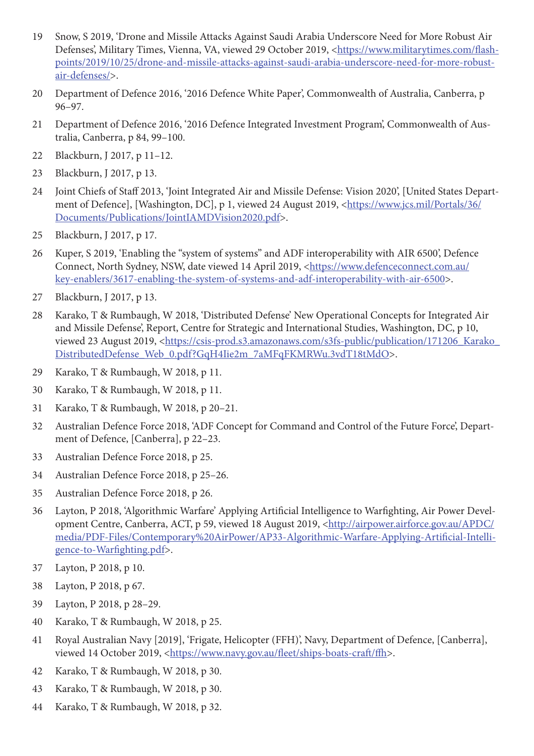19 Snow, S 2019, 'Drone and Missile Attacks Against Saudi Arabia Underscore Need for More Robust Air Defenses', Military Times, Vienna, VA, viewed 29 October 2019, <https://www.militarytimes.com/flashpoints/2019/10/25/drone-and-missile-attacks-against-saudi-arabia-underscore-need-for-more-robust-air-defenses/>.

20 Department of Defence 2016, '2016 Defence White Paper', Commonwealth of Australia, Canberra, p 96–97.

21 Department of Defence 2016, '2016 Defence Integrated Investment Program', Commonwealth of Australia, Canberra, p 84, 99–100.

22 Blackburn, J 2017, p 11–12.

23 Blackburn, J 2017, p 13.

24 Joint Chiefs of Staff 2013, 'Joint Integrated Air and Missile Defense: Vision 2020', [United States Department of Defence], [Washington, DC], p 1, viewed 24 August 2019, <https://www.jcs.mil/Portals/36/Documents/Publications/JointIAMDVision2020.pdf>.

25 Blackburn, J 2017, p 17.

26 Kuper, S 2019, 'Enabling the "system of systems" and ADF interoperability with AIR 6500', Defence Connect, North Sydney, NSW, date viewed 14 April 2019, <https://www.defenceconnect.com.au/key-enablers/3617-enabling-the-system-of-systems-and-adf-interoperability-with-air-6500>.

27 Blackburn, J 2017, p 13.

28 Karako, T & Rumbaugh, W 2018, 'Distributed Defense' New Operational Concepts for Integrated Air and Missile Defense', Report, Centre for Strategic and International Studies, Washington, DC, p 10, viewed 23 August 2019, <https://csis-prod.s3.amazonaws.com/s3fs-public/publication/171206_Karako_DistributedDefense_Web_0.pdf?GqH4Iie2m_7aMFqFKMRWu.3vdT18tMdO>.

29 Karako, T & Rumbaugh, W 2018, p 11.

30 Karako, T & Rumbaugh, W 2018, p 11.

31 Karako, T & Rumbaugh, W 2018, p 20–21.

32 Australian Defence Force 2018, 'ADF Concept for Command and Control of the Future Force', Department of Defence, [Canberra], p 22–23.

33 Australian Defence Force 2018, p 25.

34 Australian Defence Force 2018, p 25–26.

35 Australian Defence Force 2018, p 26.

36 Layton, P 2018, 'Algorithmic Warfare' Applying Artificial Intelligence to Warfighting, Air Power Development Centre, Canberra, ACT, p 59, viewed 18 August 2019, <http://airpower.airforce.gov.au/APDC/media/PDF-Files/Contemporary%20AirPower/AP33-Algorithmic-Warfare-Applying-Artificial-Intelligence-to-Warfighting.pdf>.

37 Layton, P 2018, p 10.

38 Layton, P 2018, p 67.

39 Layton, P 2018, p 28–29.

40 Karako, T & Rumbaugh, W 2018, p 25.

41 Royal Australian Navy [2019], 'Frigate, Helicopter (FFH)', Navy, Department of Defence, [Canberra], viewed 14 October 2019, <https://www.navy.gov.au/fleet/ships-boats-craft/ffh>.

42 Karako, T & Rumbaugh, W 2018, p 30.

43 Karako, T & Rumbaugh, W 2018, p 30.

44 Karako, T & Rumbaugh, W 2018, p 32.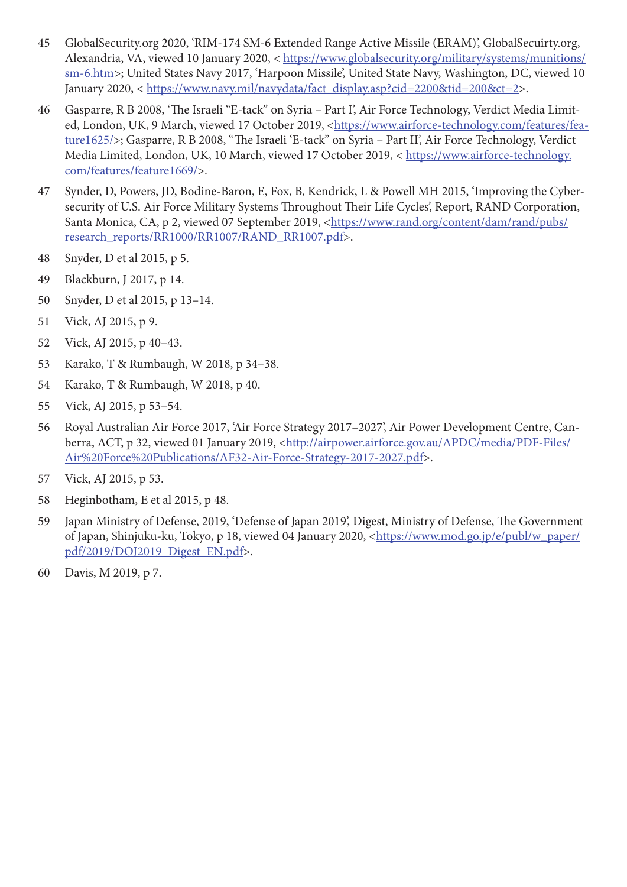45 GlobalSecurity.org 2020, 'RIM-174 SM-6 Extended Range Active Missile (ERAM)', GlobalSecuirty.org, Alexandria, VA, viewed 10 January 2020, < https://www.globalsecurity.org/military/systems/munitions/sm-6.htm>; United States Navy 2017, 'Harpoon Missile', United State Navy, Washington, DC, viewed 10 January 2020, < https://www.navy.mil/navydata/fact_display.asp?cid=2200&tid=200&ct=2>.

46 Gasparre, R B 2008, 'The Israeli "E-tack" on Syria – Part I', Air Force Technology, Verdict Media Limited, London, UK, 9 March, viewed 17 October 2019, <https://www.airforce-technology.com/features/feature1625/>; Gasparre, R B 2008, "The Israeli 'E-tack" on Syria – Part II', Air Force Technology, Verdict Media Limited, London, UK, 10 March, viewed 17 October 2019, < https://www.airforce-technology.com/features/feature1669/>.

47 Synder, D, Powers, JD, Bodine-Baron, E, Fox, B, Kendrick, L & Powell MH 2015, 'Improving the Cybersecurity of U.S. Air Force Military Systems Throughout Their Life Cycles', Report, RAND Corporation, Santa Monica, CA, p 2, viewed 07 September 2019, <https://www.rand.org/content/dam/rand/pubs/research_reports/RR1000/RR1007/RAND_RR1007.pdf>.

48 Snyder, D et al 2015, p 5.

49 Blackburn, J 2017, p 14.

50 Snyder, D et al 2015, p 13–14.

51 Vick, AJ 2015, p 9.

52 Vick, AJ 2015, p 40–43.

53 Karako, T & Rumbaugh, W 2018, p 34–38.

54 Karako, T & Rumbaugh, W 2018, p 40.

55 Vick, AJ 2015, p 53–54.

56 Royal Australian Air Force 2017, 'Air Force Strategy 2017–2027', Air Power Development Centre, Canberra, ACT, p 32, viewed 01 January 2019, <http://airpower.airforce.gov.au/APDC/media/PDF-Files/Air%20Force%20Publications/AF32-Air-Force-Strategy-2017-2027.pdf>.

57 Vick, AJ 2015, p 53.

58 Heginbotham, E et al 2015, p 48.

59 Japan Ministry of Defense, 2019, 'Defense of Japan 2019', Digest, Ministry of Defense, The Government of Japan, Shinjuku-ku, Tokyo, p 18, viewed 04 January 2020, <https://www.mod.go.jp/e/publ/w_paper/pdf/2019/DOJ2019_Digest_EN.pdf>.

60 Davis, M 2019, p 7.